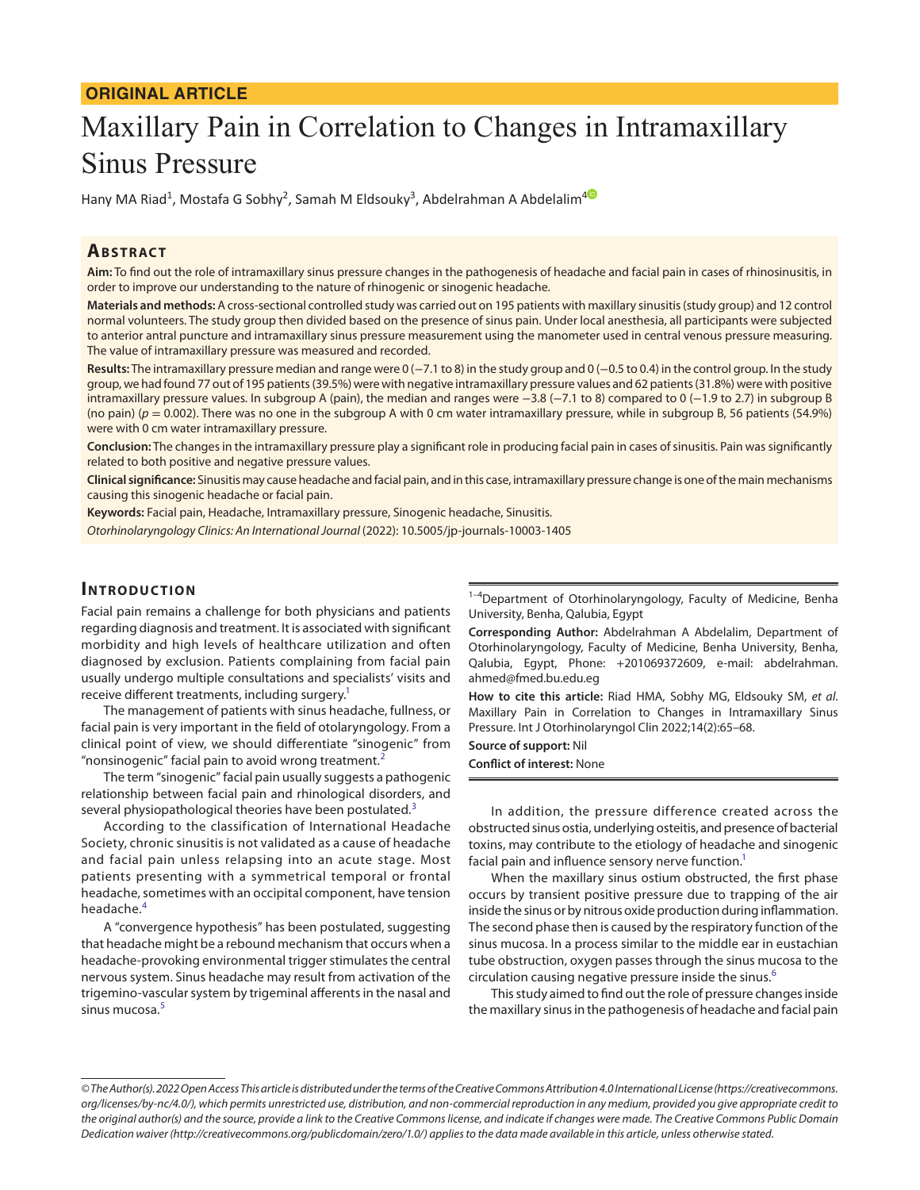ORIGINAL ARTICLE

# Maxillary Pain in Correlation to Changes in Intramaxillary Sinus Pressure

Hany MA Riad[1], Mostafa G Sobhy[2], Samah M Eldsouky[3], Abdelrahman A Abdelalim[4]

## Abstract

**Aim:** To find out the role of intramaxillary sinus pressure changes in the pathogenesis of headache and facial pain in cases of rhinosinusitis, in order to improve our understanding to the nature of rhinogenic or sinogenic headache.

**Materials and methods:** A cross-sectional controlled study was carried out on 195 patients with maxillary sinusitis (study group) and 12 control normal volunteers. The study group then divided based on the presence of sinus pain. Under local anesthesia, all participants were subjected to anterior antral puncture and intramaxillary sinus pressure measurement using the manometer used in central venous pressure measuring. The value of intramaxillary pressure was measured and recorded.

**Results:** The intramaxillary pressure median and range were 0 (−7.1 to 8) in the study group and 0 (−0.5 to 0.4) in the control group. In the study group, we had found 77 out of 195 patients (39.5%) were with negative intramaxillary pressure values and 62 patients (31.8%) were with positive intramaxillary pressure values. In subgroup A (pain), the median and ranges were −3.8 (−7.1 to 8) compared to 0 (−1.9 to 2.7) in subgroup B (no pain) ($p = 0.002$). There was no one in the subgroup A with 0 cm water intramaxillary pressure, while in subgroup B, 56 patients (54.9%) were with 0 cm water intramaxillary pressure.

**Conclusion:** The changes in the intramaxillary pressure play a significant role in producing facial pain in cases of sinusitis. Pain was significantly related to both positive and negative pressure values.

**Clinical significance:** Sinusitis may cause headache and facial pain, and in this case, intramaxillary pressure change is one of the main mechanisms causing this sinogenic headache or facial pain.

**Keywords:** Facial pain, Headache, Intramaxillary pressure, Sinogenic headache, Sinusitis.

*Otorhinolaryngology Clinics: An International Journal* (2022): 10.5005/jp-journals-10003-1405

## Introduction

Facial pain remains a challenge for both physicians and patients regarding diagnosis and treatment. It is associated with significant morbidity and high levels of healthcare utilization and often diagnosed by exclusion. Patients complaining from facial pain usually undergo multiple consultations and specialists' visits and receive different treatments, including surgery.[1]

The management of patients with sinus headache, fullness, or facial pain is very important in the field of otolaryngology. From a clinical point of view, we should differentiate "sinogenic" from "nonsinogenic" facial pain to avoid wrong treatment.[2]

The term "sinogenic" facial pain usually suggests a pathogenic relationship between facial pain and rhinological disorders, and several physiopathological theories have been postulated.[3]

According to the classification of International Headache Society, chronic sinusitis is not validated as a cause of headache and facial pain unless relapsing into an acute stage. Most patients presenting with a symmetrical temporal or frontal headache, sometimes with an occipital component, have tension headache.[4]

A "convergence hypothesis" has been postulated, suggesting that headache might be a rebound mechanism that occurs when a headache-provoking environmental trigger stimulates the central nervous system. Sinus headache may result from activation of the trigemino-vascular system by trigeminal afferents in the nasal and sinus mucosa.[5]

[1–4]Department of Otorhinolaryngology, Faculty of Medicine, Benha University, Benha, Qalubia, Egypt

**Corresponding Author:** Abdelrahman A Abdelalim, Department of Otorhinolaryngology, Faculty of Medicine, Benha University, Benha, Qalubia, Egypt, Phone: +201069372609, e-mail: abdelrahman.ahmed@fmed.bu.edu.eg

**How to cite this article:** Riad HMA, Sobhy MG, Eldsouky SM, *et al*. Maxillary Pain in Correlation to Changes in Intramaxillary Sinus Pressure. Int J Otorhinolaryngol Clin 2022;14(2):65–68.

**Source of support:** Nil

**Conflict of interest:** None

In addition, the pressure difference created across the obstructed sinus ostia, underlying osteitis, and presence of bacterial toxins, may contribute to the etiology of headache and sinogenic facial pain and influence sensory nerve function.[1]

When the maxillary sinus ostium obstructed, the first phase occurs by transient positive pressure due to trapping of the air inside the sinus or by nitrous oxide production during inflammation. The second phase then is caused by the respiratory function of the sinus mucosa. In a process similar to the middle ear in eustachian tube obstruction, oxygen passes through the sinus mucosa to the circulation causing negative pressure inside the sinus.[6]

This study aimed to find out the role of pressure changes inside the maxillary sinus in the pathogenesis of headache and facial pain

*© The Author(s). 2022 Open Access This article is distributed under the terms of the Creative Commons Attribution 4.0 International License (https://creativecommons.org/licenses/by-nc/4.0/), which permits unrestricted use, distribution, and non-commercial reproduction in any medium, provided you give appropriate credit to the original author(s) and the source, provide a link to the Creative Commons license, and indicate if changes were made. The Creative Commons Public Domain Dedication waiver (http://creativecommons.org/publicdomain/zero/1.0/) applies to the data made available in this article, unless otherwise stated.*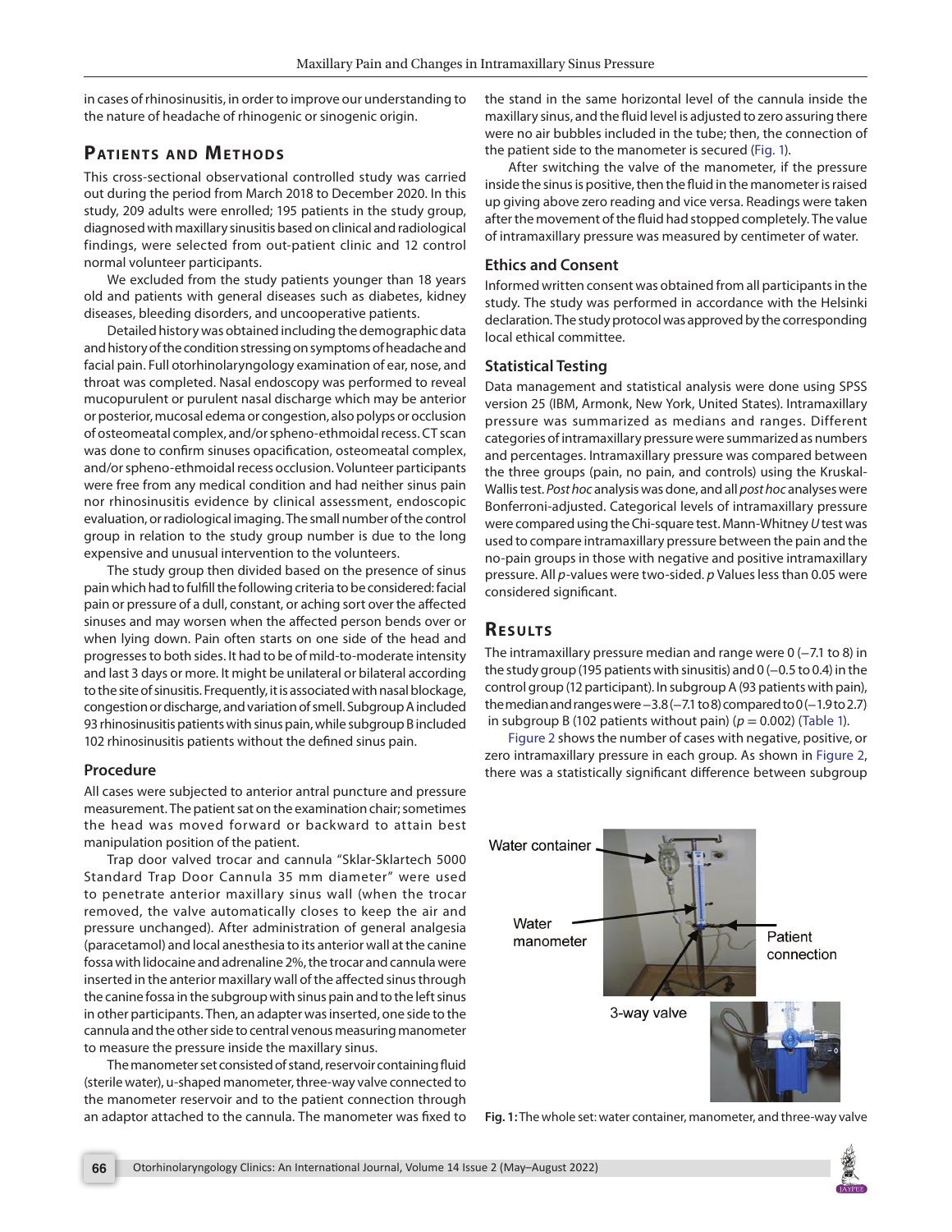in cases of rhinosinusitis, in order to improve our understanding to the nature of headache of rhinogenic or sinogenic origin.

## Patients and Methods

This cross-sectional observational controlled study was carried out during the period from March 2018 to December 2020. In this study, 209 adults were enrolled; 195 patients in the study group, diagnosed with maxillary sinusitis based on clinical and radiological findings, were selected from out-patient clinic and 12 control normal volunteer participants.

We excluded from the study patients younger than 18 years old and patients with general diseases such as diabetes, kidney diseases, bleeding disorders, and uncooperative patients.

Detailed history was obtained including the demographic data and history of the condition stressing on symptoms of headache and facial pain. Full otorhinolaryngology examination of ear, nose, and throat was completed. Nasal endoscopy was performed to reveal mucopurulent or purulent nasal discharge which may be anterior or posterior, mucosal edema or congestion, also polyps or occlusion of osteomeatal complex, and/or spheno-ethmoidal recess. CT scan was done to confirm sinuses opacification, osteomeatal complex, and/or spheno-ethmoidal recess occlusion. Volunteer participants were free from any medical condition and had neither sinus pain nor rhinosinusitis evidence by clinical assessment, endoscopic evaluation, or radiological imaging. The small number of the control group in relation to the study group number is due to the long expensive and unusual intervention to the volunteers.

The study group then divided based on the presence of sinus pain which had to fulfill the following criteria to be considered: facial pain or pressure of a dull, constant, or aching sort over the affected sinuses and may worsen when the affected person bends over or when lying down. Pain often starts on one side of the head and progresses to both sides. It had to be of mild-to-moderate intensity and last 3 days or more. It might be unilateral or bilateral according to the site of sinusitis. Frequently, it is associated with nasal blockage, congestion or discharge, and variation of smell. Subgroup A included 93 rhinosinusitis patients with sinus pain, while subgroup B included 102 rhinosinusitis patients without the defined sinus pain.

### Procedure

All cases were subjected to anterior antral puncture and pressure measurement. The patient sat on the examination chair; sometimes the head was moved forward or backward to attain best manipulation position of the patient.

Trap door valved trocar and cannula "Sklar-Sklartech 5000 Standard Trap Door Cannula 35 mm diameter" were used to penetrate anterior maxillary sinus wall (when the trocar removed, the valve automatically closes to keep the air and pressure unchanged). After administration of general analgesia (paracetamol) and local anesthesia to its anterior wall at the canine fossa with lidocaine and adrenaline 2%, the trocar and cannula were inserted in the anterior maxillary wall of the affected sinus through the canine fossa in the subgroup with sinus pain and to the left sinus in other participants. Then, an adapter was inserted, one side to the cannula and the other side to central venous measuring manometer to measure the pressure inside the maxillary sinus.

The manometer set consisted of stand, reservoir containing fluid (sterile water), u-shaped manometer, three-way valve connected to the manometer reservoir and to the patient connection through an adaptor attached to the cannula. The manometer was fixed to the stand in the same horizontal level of the cannula inside the maxillary sinus, and the fluid level is adjusted to zero assuring there were no air bubbles included in the tube; then, the connection of the patient side to the manometer is secured (Fig. 1).

After switching the valve of the manometer, if the pressure inside the sinus is positive, then the fluid in the manometer is raised up giving above zero reading and vice versa. Readings were taken after the movement of the fluid had stopped completely. The value of intramaxillary pressure was measured by centimeter of water.

### Ethics and Consent

Informed written consent was obtained from all participants in the study. The study was performed in accordance with the Helsinki declaration. The study protocol was approved by the corresponding local ethical committee.

### Statistical Testing

Data management and statistical analysis were done using SPSS version 25 (IBM, Armonk, New York, United States). Intramaxillary pressure was summarized as medians and ranges. Different categories of intramaxillary pressure were summarized as numbers and percentages. Intramaxillary pressure was compared between the three groups (pain, no pain, and controls) using the Kruskal-Wallis test. *Post hoc* analysis was done, and all *post hoc* analyses were Bonferroni-adjusted. Categorical levels of intramaxillary pressure were compared using the Chi-square test. Mann-Whitney *U* test was used to compare intramaxillary pressure between the pain and the no-pain groups in those with negative and positive intramaxillary pressure. All *p*-values were two-sided. *p* Values less than 0.05 were considered significant.

## Results

The intramaxillary pressure median and range were 0 (−7.1 to 8) in the study group (195 patients with sinusitis) and 0 (−0.5 to 0.4) in the control group (12 participant). In subgroup A (93 patients with pain), the median and ranges were −3.8 (−7.1 to 8) compared to 0 (−1.9 to 2.7) in subgroup B (102 patients without pain) ($p = 0.002$) (Table 1).

Figure 2 shows the number of cases with negative, positive, or zero intramaxillary pressure in each group. As shown in Figure 2, there was a statistically significant difference between subgroup

Water container

Water manometer

Patient connection

3-way valve

**Fig. 1:** The whole set: water container, manometer, and three-way valve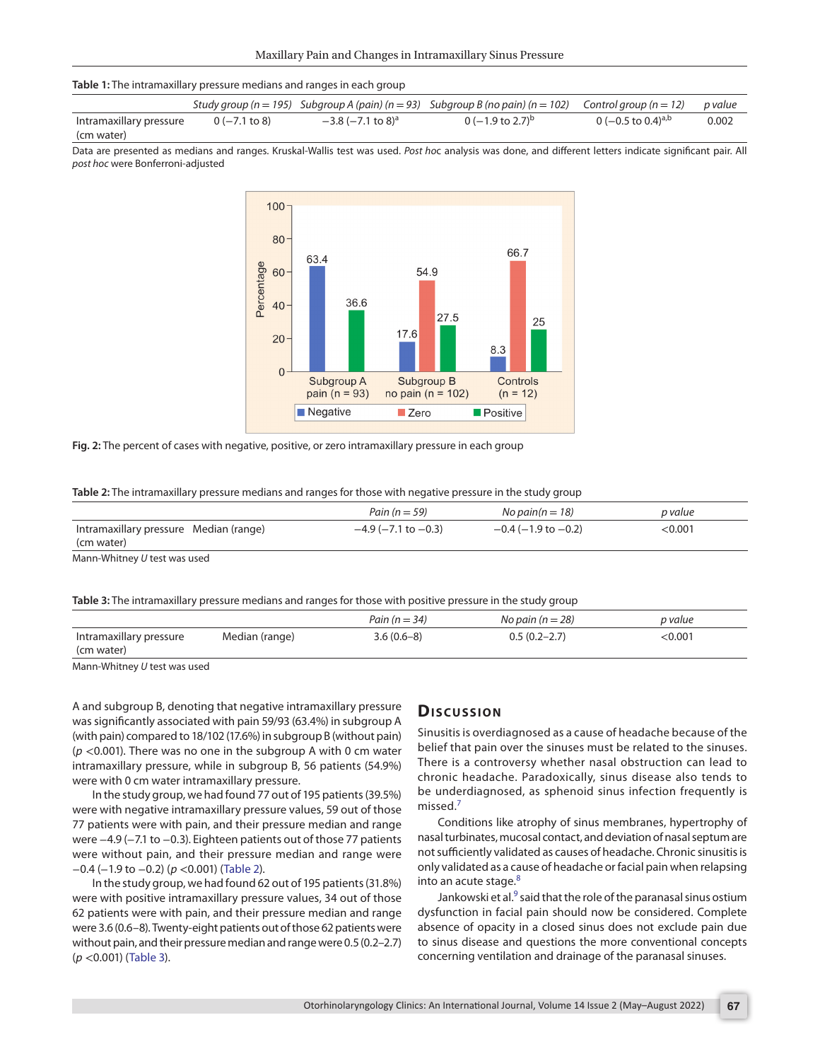**Table 1:** The intramaxillary pressure medians and ranges in each group

| | *Study group (n = 195)* | *Subgroup A (pain) (n = 93)* | *Subgroup B (no pain) (n = 102)* | *Control group (n = 12)* | *p value* |
|---|---|---|---|---|---|
| Intramaxillary pressure (cm water) | 0 (−7.1 to 8) | −3.8 (−7.1 to 8)[a] | 0 (−1.9 to 2.7)[b] | 0 (−0.5 to 0.4)[a,b] | 0.002 |

Data are presented as medians and ranges. Kruskal-Wallis test was used. *Post hoc* analysis was done, and different letters indicate significant pair. All *post hoc* were Bonferroni-adjusted

**Fig. 2:** The percent of cases with negative, positive, or zero intramaxillary pressure in each group

**Table 2:** The intramaxillary pressure medians and ranges for those with negative pressure in the study group

| | | *Pain (n = 59)* | *No pain(n = 18)* | *p value* |
|---|---|---|---|---|
| Intramaxillary pressure (cm water) | Median (range) | −4.9 (−7.1 to −0.3) | −0.4 (−1.9 to −0.2) | <0.001 |

Mann-Whitney *U* test was used

**Table 3:** The intramaxillary pressure medians and ranges for those with positive pressure in the study group

| | | *Pain (n = 34)* | *No pain (n = 28)* | *p value* |
|---|---|---|---|---|
| Intramaxillary pressure (cm water) | Median (range) | 3.6 (0.6–8) | 0.5 (0.2–2.7) | <0.001 |

Mann-Whitney *U* test was used

A and subgroup B, denoting that negative intramaxillary pressure was significantly associated with pain 59/93 (63.4%) in subgroup A (with pain) compared to 18/102 (17.6%) in subgroup B (without pain) ($p < 0.001$). There was no one in the subgroup A with 0 cm water intramaxillary pressure, while in subgroup B, 56 patients (54.9%) were with 0 cm water intramaxillary pressure.

In the study group, we had found 77 out of 195 patients (39.5%) were with negative intramaxillary pressure values, 59 out of those 77 patients were with pain, and their pressure median and range were −4.9 (−7.1 to −0.3). Eighteen patients out of those 77 patients were without pain, and their pressure median and range were −0.4 (−1.9 to −0.2) ($p < 0.001$) (Table 2).

In the study group, we had found 62 out of 195 patients (31.8%) were with positive intramaxillary pressure values, 34 out of those 62 patients were with pain, and their pressure median and range were 3.6 (0.6–8). Twenty-eight patients out of those 62 patients were without pain, and their pressure median and range were 0.5 (0.2–2.7) ($p < 0.001$) (Table 3).

## Discussion

Sinusitis is overdiagnosed as a cause of headache because of the belief that pain over the sinuses must be related to the sinuses. There is a controversy whether nasal obstruction can lead to chronic headache. Paradoxically, sinus disease also tends to be underdiagnosed, as sphenoid sinus infection frequently is missed.[7]

Conditions like atrophy of sinus membranes, hypertrophy of nasal turbinates, mucosal contact, and deviation of nasal septum are not sufficiently validated as causes of headache. Chronic sinusitis is only validated as a cause of headache or facial pain when relapsing into an acute stage.[8]

Jankowski et al.[9] said that the role of the paranasal sinus ostium dysfunction in facial pain should now be considered. Complete absence of opacity in a closed sinus does not exclude pain due to sinus disease and questions the more conventional concepts concerning ventilation and drainage of the paranasal sinuses.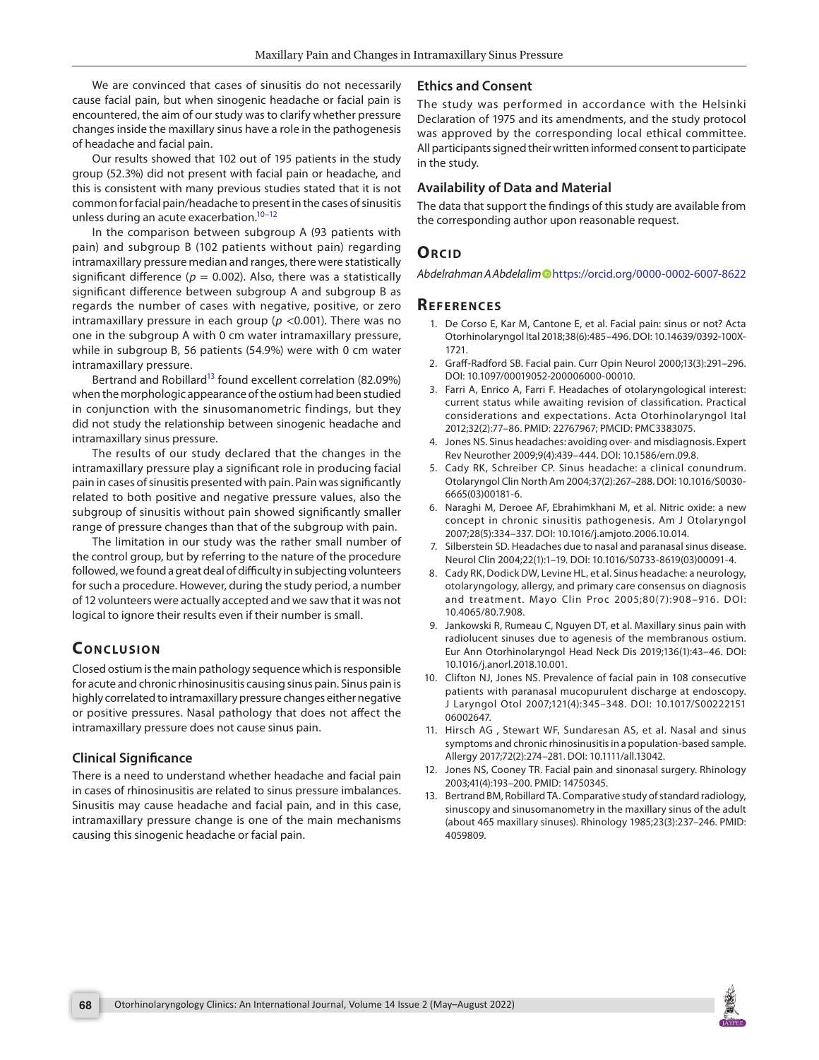We are convinced that cases of sinusitis do not necessarily cause facial pain, but when sinogenic headache or facial pain is encountered, the aim of our study was to clarify whether pressure changes inside the maxillary sinus have a role in the pathogenesis of headache and facial pain.

Our results showed that 102 out of 195 patients in the study group (52.3%) did not present with facial pain or headache, and this is consistent with many previous studies stated that it is not common for facial pain/headache to present in the cases of sinusitis unless during an acute exacerbation.[10–12]

In the comparison between subgroup A (93 patients with pain) and subgroup B (102 patients without pain) regarding intramaxillary pressure median and ranges, there were statistically significant difference ($p = 0.002$). Also, there was a statistically significant difference between subgroup A and subgroup B as regards the number of cases with negative, positive, or zero intramaxillary pressure in each group ($p < 0.001$). There was no one in the subgroup A with 0 cm water intramaxillary pressure, while in subgroup B, 56 patients (54.9%) were with 0 cm water intramaxillary pressure.

Bertrand and Robillard[13] found excellent correlation (82.09%) when the morphologic appearance of the ostium had been studied in conjunction with the sinusomanometric findings, but they did not study the relationship between sinogenic headache and intramaxillary sinus pressure.

The results of our study declared that the changes in the intramaxillary pressure play a significant role in producing facial pain in cases of sinusitis presented with pain. Pain was significantly related to both positive and negative pressure values, also the subgroup of sinusitis without pain showed significantly smaller range of pressure changes than that of the subgroup with pain.

The limitation in our study was the rather small number of the control group, but by referring to the nature of the procedure followed, we found a great deal of difficulty in subjecting volunteers for such a procedure. However, during the study period, a number of 12 volunteers were actually accepted and we saw that it was not logical to ignore their results even if their number is small.

## Conclusion

Closed ostium is the main pathology sequence which is responsible for acute and chronic rhinosinusitis causing sinus pain. Sinus pain is highly correlated to intramaxillary pressure changes either negative or positive pressures. Nasal pathology that does not affect the intramaxillary pressure does not cause sinus pain.

### Clinical Significance

There is a need to understand whether headache and facial pain in cases of rhinosinusitis are related to sinus pressure imbalances. Sinusitis may cause headache and facial pain, and in this case, intramaxillary pressure change is one of the main mechanisms causing this sinogenic headache or facial pain.

### Ethics and Consent

The study was performed in accordance with the Helsinki Declaration of 1975 and its amendments, and the study protocol was approved by the corresponding local ethical committee. All participants signed their written informed consent to participate in the study.

### Availability of Data and Material

The data that support the findings of this study are available from the corresponding author upon reasonable request.

## Orcid

*Abdelrahman A Abdelalim* https://orcid.org/0000-0002-6007-8622

## References

1. De Corso E, Kar M, Cantone E, et al. Facial pain: sinus or not? Acta Otorhinolaryngol Ital 2018;38(6):485–496. DOI: 10.14639/0392-100X-1721.
2. Graff-Radford SB. Facial pain. Curr Opin Neurol 2000;13(3):291–296. DOI: 10.1097/00019052-200006000-00010.
3. Farri A, Enrico A, Farri F. Headaches of otolaryngological interest: current status while awaiting revision of classification. Practical considerations and expectations. Acta Otorhinolaryngol Ital 2012;32(2):77–86. PMID: 22767967; PMCID: PMC3383075.
4. Jones NS. Sinus headaches: avoiding over- and misdiagnosis. Expert Rev Neurother 2009;9(4):439–444. DOI: 10.1586/ern.09.8.
5. Cady RK, Schreiber CP. Sinus headache: a clinical conundrum. Otolaryngol Clin North Am 2004;37(2):267–288. DOI: 10.1016/S0030-6665(03)00181-6.
6. Naraghi M, Deroee AF, Ebrahimkhani M, et al. Nitric oxide: a new concept in chronic sinusitis pathogenesis. Am J Otolaryngol 2007;28(5):334–337. DOI: 10.1016/j.amjoto.2006.10.014.
7. Silberstein SD. Headaches due to nasal and paranasal sinus disease. Neurol Clin 2004;22(1):1–19. DOI: 10.1016/S0733-8619(03)00091-4.
8. Cady RK, Dodick DW, Levine HL, et al. Sinus headache: a neurology, otolaryngology, allergy, and primary care consensus on diagnosis and treatment. Mayo Clin Proc 2005;80(7):908–916. DOI: 10.4065/80.7.908.
9. Jankowski R, Rumeau C, Nguyen DT, et al. Maxillary sinus pain with radiolucent sinuses due to agenesis of the membranous ostium. Eur Ann Otorhinolaryngol Head Neck Dis 2019;136(1):43–46. DOI: 10.1016/j.anorl.2018.10.001.
10. Clifton NJ, Jones NS. Prevalence of facial pain in 108 consecutive patients with paranasal mucopurulent discharge at endoscopy. J Laryngol Otol 2007;121(4):345–348. DOI: 10.1017/S0022215106002647.
11. Hirsch AG , Stewart WF, Sundaresan AS, et al. Nasal and sinus symptoms and chronic rhinosinusitis in a population-based sample. Allergy 2017;72(2):274–281. DOI: 10.1111/all.13042.
12. Jones NS, Cooney TR. Facial pain and sinonasal surgery. Rhinology 2003;41(4):193–200. PMID: 14750345.
13. Bertrand BM, Robillard TA. Comparative study of standard radiology, sinuscopy and sinusomanometry in the maxillary sinus of the adult (about 465 maxillary sinuses). Rhinology 1985;23(3):237–246. PMID: 4059809.